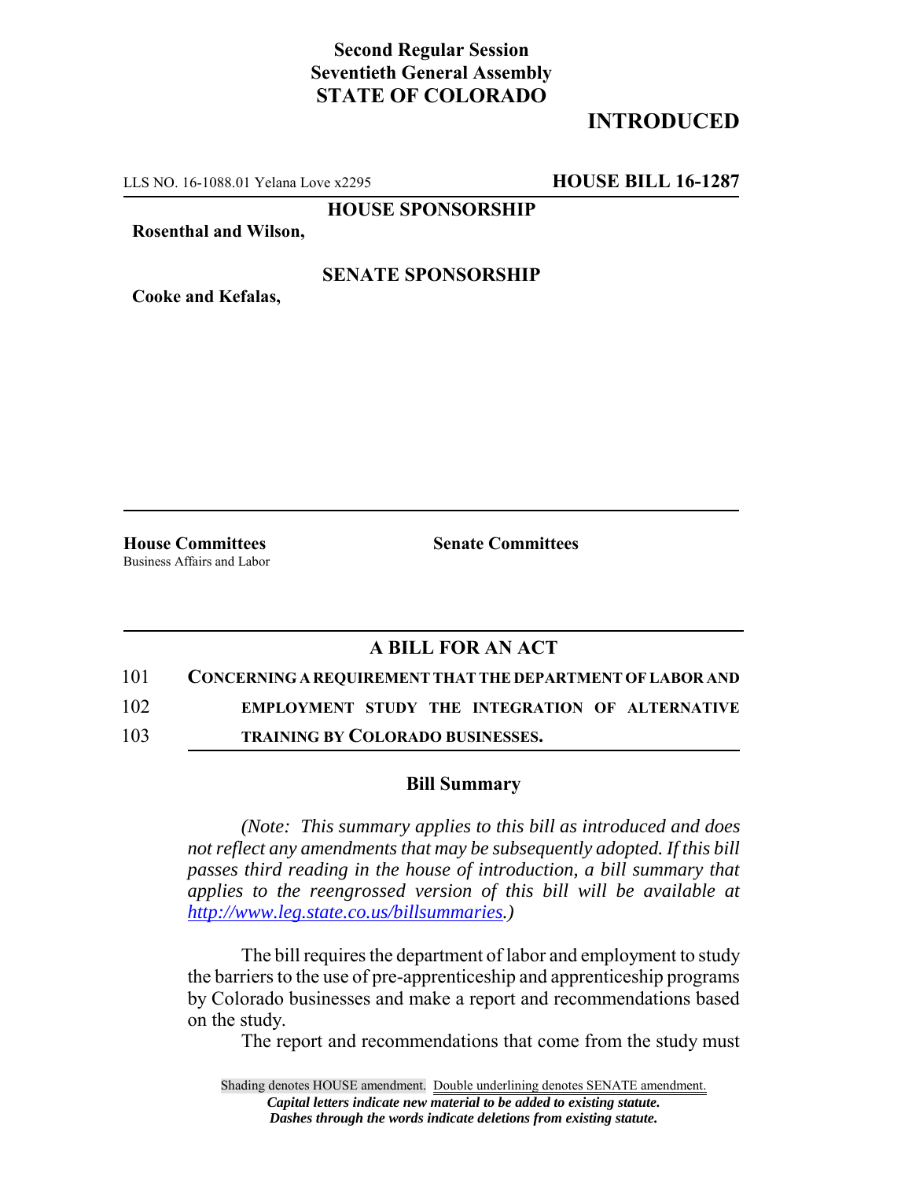**Second Regular Session**
**Seventieth General Assembly**
**STATE OF COLORADO**

**INTRODUCED**

LLS NO. 16-1088.01 Yelana Love x2295 **HOUSE BILL 16-1287**

**HOUSE SPONSORSHIP**

**Rosenthal and Wilson,**

**SENATE SPONSORSHIP**

**Cooke and Kefalas,**

**House Committees**
Business Affairs and Labor

**Senate Committees**

## A BILL FOR AN ACT

101 **CONCERNING A REQUIREMENT THAT THE DEPARTMENT OF LABOR AND**
102 **EMPLOYMENT STUDY THE INTEGRATION OF ALTERNATIVE**
103 **TRAINING BY COLORADO BUSINESSES.**

### Bill Summary

*(Note: This summary applies to this bill as introduced and does not reflect any amendments that may be subsequently adopted. If this bill passes third reading in the house of introduction, a bill summary that applies to the reengrossed version of this bill will be available at http://www.leg.state.co.us/billsummaries.)*

The bill requires the department of labor and employment to study the barriers to the use of pre-apprenticeship and apprenticeship programs by Colorado businesses and make a report and recommendations based on the study.

The report and recommendations that come from the study must

Shading denotes HOUSE amendment. Double underlining denotes SENATE amendment.
*Capital letters indicate new material to be added to existing statute.*
*Dashes through the words indicate deletions from existing statute.*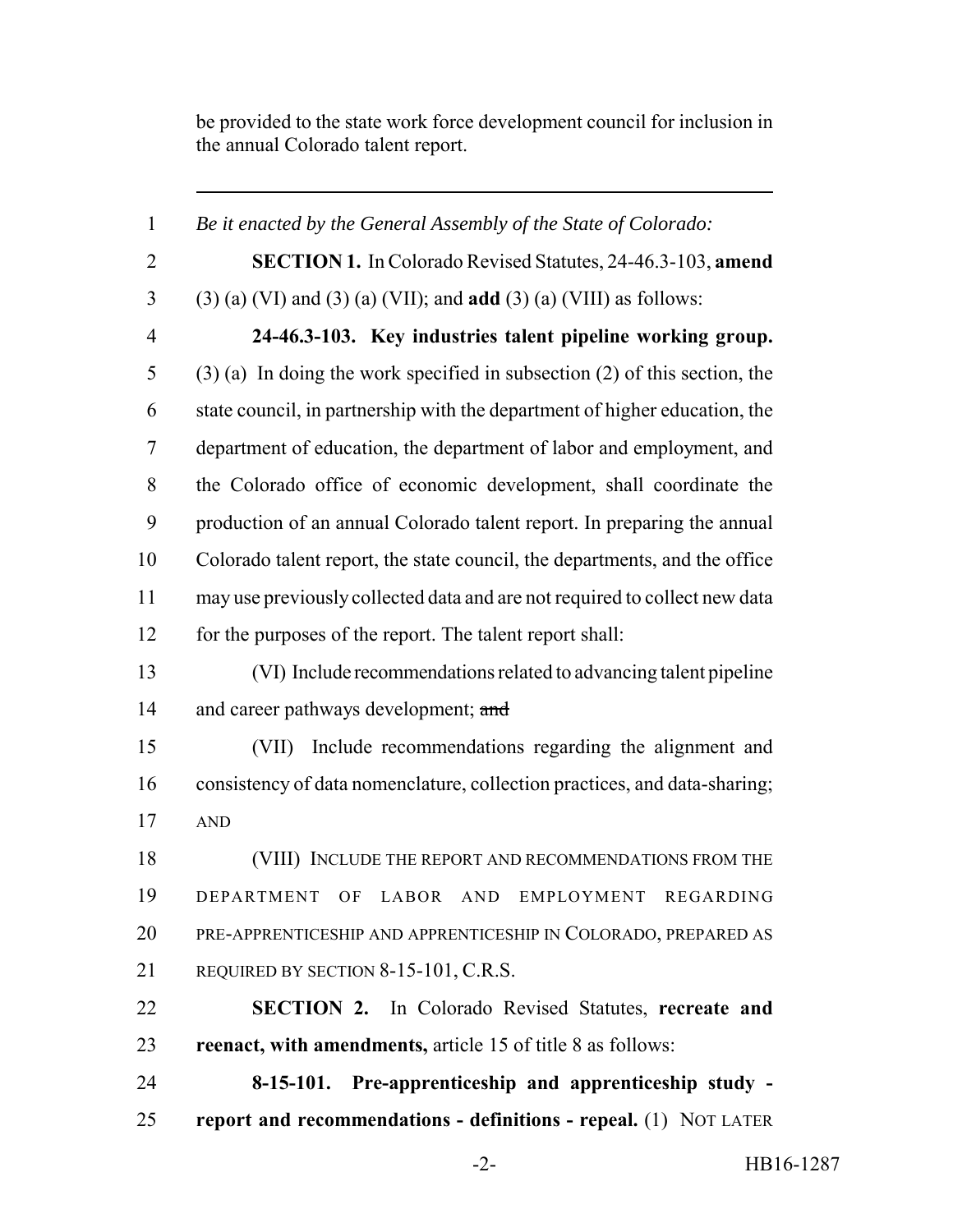be provided to the state work force development council for inclusion in the annual Colorado talent report.

---

1 *Be it enacted by the General Assembly of the State of Colorado:*

2 **SECTION 1.** In Colorado Revised Statutes, 24-46.3-103, **amend**
3 (3) (a) (VI) and (3) (a) (VII); and **add** (3) (a) (VIII) as follows:

4 **24-46.3-103. Key industries talent pipeline working group.**
5 (3) (a) In doing the work specified in subsection (2) of this section, the
6 state council, in partnership with the department of higher education, the
7 department of education, the department of labor and employment, and
8 the Colorado office of economic development, shall coordinate the
9 production of an annual Colorado talent report. In preparing the annual
10 Colorado talent report, the state council, the departments, and the office
11 may use previously collected data and are not required to collect new data
12 for the purposes of the report. The talent report shall:

13 (VI) Include recommendations related to advancing talent pipeline
14 and career pathways development; ~~and~~

15 (VII) Include recommendations regarding the alignment and
16 consistency of data nomenclature, collection practices, and data-sharing;
17 AND

18 (VIII) INCLUDE THE REPORT AND RECOMMENDATIONS FROM THE
19 DEPARTMENT OF LABOR AND EMPLOYMENT REGARDING
20 PRE-APPRENTICESHIP AND APPRENTICESHIP IN COLORADO, PREPARED AS
21 REQUIRED BY SECTION 8-15-101, C.R.S.

22 **SECTION 2.** In Colorado Revised Statutes, **recreate and**
23 **reenact, with amendments,** article 15 of title 8 as follows:

24 **8-15-101. Pre-apprenticeship and apprenticeship study -**
25 **report and recommendations - definitions - repeal.** (1) NOT LATER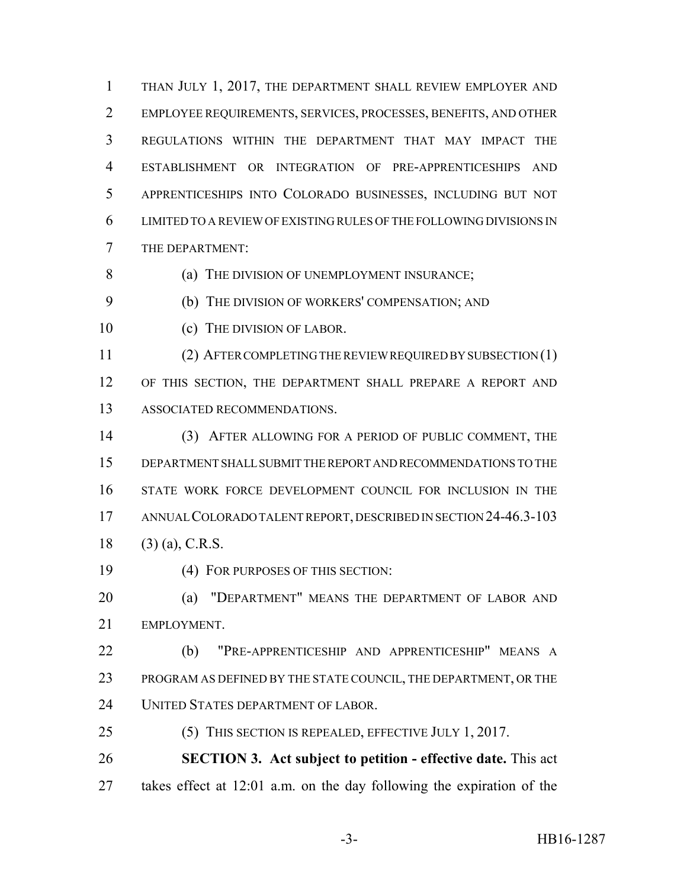THAN JULY 1, 2017, THE DEPARTMENT SHALL REVIEW EMPLOYER AND EMPLOYEE REQUIREMENTS, SERVICES, PROCESSES, BENEFITS, AND OTHER REGULATIONS WITHIN THE DEPARTMENT THAT MAY IMPACT THE ESTABLISHMENT OR INTEGRATION OF PRE-APPRENTICESHIPS AND APPRENTICESHIPS INTO COLORADO BUSINESSES, INCLUDING BUT NOT LIMITED TO A REVIEW OF EXISTING RULES OF THE FOLLOWING DIVISIONS IN THE DEPARTMENT:

(a) THE DIVISION OF UNEMPLOYMENT INSURANCE;

(b) THE DIVISION OF WORKERS' COMPENSATION; AND

(c) THE DIVISION OF LABOR.

(2) AFTER COMPLETING THE REVIEW REQUIRED BY SUBSECTION (1) OF THIS SECTION, THE DEPARTMENT SHALL PREPARE A REPORT AND ASSOCIATED RECOMMENDATIONS.

(3) AFTER ALLOWING FOR A PERIOD OF PUBLIC COMMENT, THE DEPARTMENT SHALL SUBMIT THE REPORT AND RECOMMENDATIONS TO THE STATE WORK FORCE DEVELOPMENT COUNCIL FOR INCLUSION IN THE ANNUAL COLORADO TALENT REPORT, DESCRIBED IN SECTION 24-46.3-103 (3) (a), C.R.S.

(4) FOR PURPOSES OF THIS SECTION:

(a) "DEPARTMENT" MEANS THE DEPARTMENT OF LABOR AND EMPLOYMENT.

(b) "PRE-APPRENTICESHIP AND APPRENTICESHIP" MEANS A PROGRAM AS DEFINED BY THE STATE COUNCIL, THE DEPARTMENT, OR THE UNITED STATES DEPARTMENT OF LABOR.

(5) THIS SECTION IS REPEALED, EFFECTIVE JULY 1, 2017.

**SECTION 3. Act subject to petition - effective date.** This act takes effect at 12:01 a.m. on the day following the expiration of the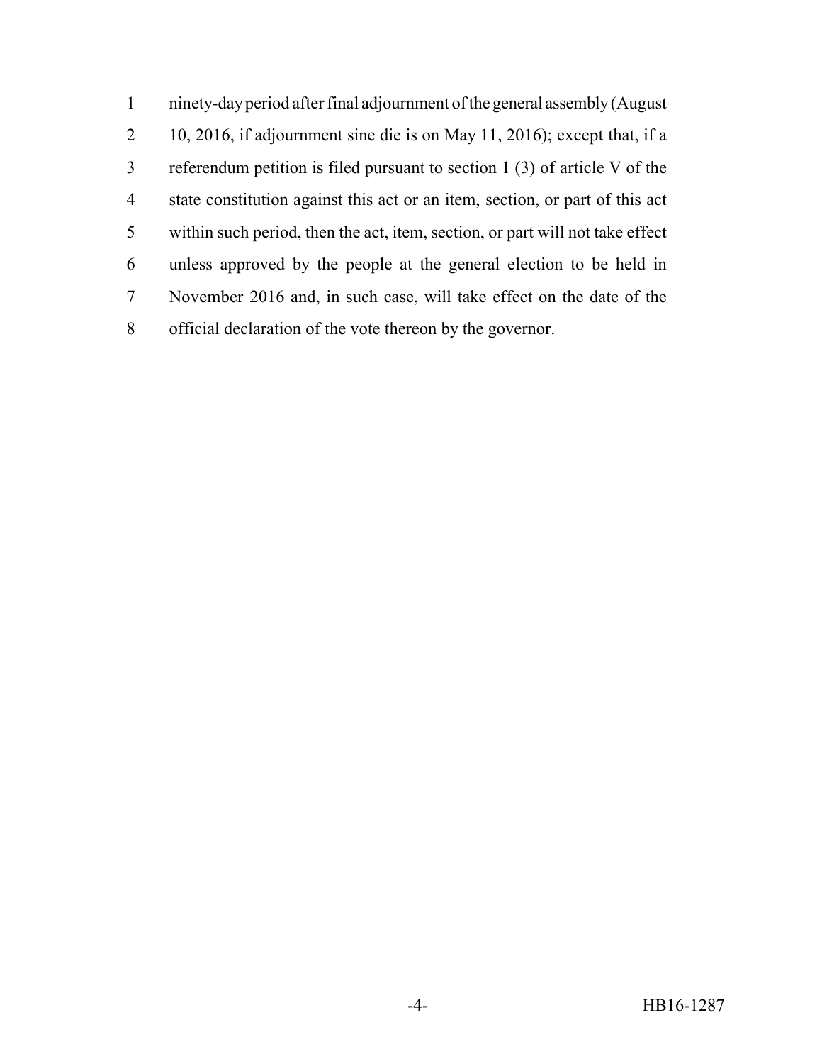ninety-day period after final adjournment of the general assembly (August 10, 2016, if adjournment sine die is on May 11, 2016); except that, if a referendum petition is filed pursuant to section 1 (3) of article V of the state constitution against this act or an item, section, or part of this act within such period, then the act, item, section, or part will not take effect unless approved by the people at the general election to be held in November 2016 and, in such case, will take effect on the date of the official declaration of the vote thereon by the governor.